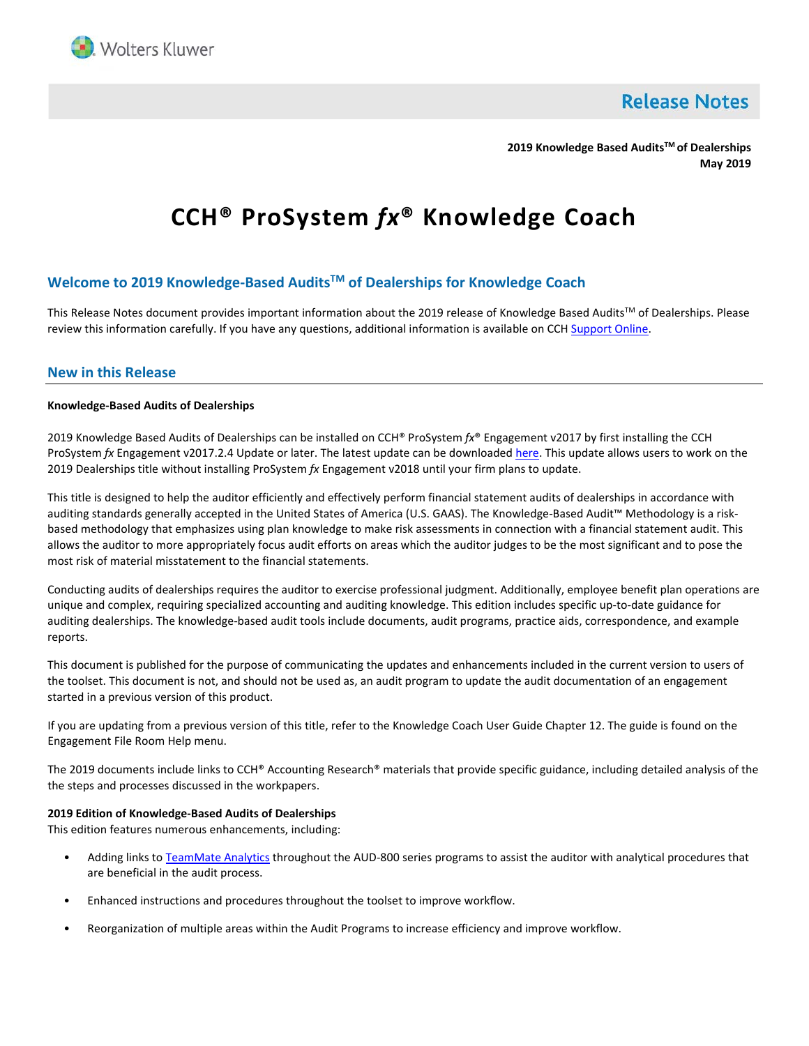Wolters Kluwer

# Release Notes

**2019 Knowledge Based Audits™ of Dealerships**
**May 2019**

# CCH® ProSystem *fx*® Knowledge Coach

## Welcome to 2019 Knowledge-Based Audits™ of Dealerships for Knowledge Coach

This Release Notes document provides important information about the 2019 release of Knowledge Based Audits™ of Dealerships. Please review this information carefully. If you have any questions, additional information is available on CCH Support Online.

## New in this Release

**Knowledge-Based Audits of Dealerships**

2019 Knowledge Based Audits of Dealerships can be installed on CCH® ProSystem *fx*® Engagement v2017 by first installing the CCH ProSystem *fx* Engagement v2017.2.4 Update or later. The latest update can be downloaded here. This update allows users to work on the 2019 Dealerships title without installing ProSystem *fx* Engagement v2018 until your firm plans to update.

This title is designed to help the auditor efficiently and effectively perform financial statement audits of dealerships in accordance with auditing standards generally accepted in the United States of America (U.S. GAAS). The Knowledge-Based Audit™ Methodology is a risk-based methodology that emphasizes using plan knowledge to make risk assessments in connection with a financial statement audit. This allows the auditor to more appropriately focus audit efforts on areas which the auditor judges to be the most significant and to pose the most risk of material misstatement to the financial statements.

Conducting audits of dealerships requires the auditor to exercise professional judgment. Additionally, employee benefit plan operations are unique and complex, requiring specialized accounting and auditing knowledge. This edition includes specific up-to-date guidance for auditing dealerships. The knowledge-based audit tools include documents, audit programs, practice aids, correspondence, and example reports.

This document is published for the purpose of communicating the updates and enhancements included in the current version to users of the toolset. This document is not, and should not be used as, an audit program to update the audit documentation of an engagement started in a previous version of this product.

If you are updating from a previous version of this title, refer to the Knowledge Coach User Guide Chapter 12. The guide is found on the Engagement File Room Help menu.

The 2019 documents include links to CCH® Accounting Research® materials that provide specific guidance, including detailed analysis of the the steps and processes discussed in the workpapers.

**2019 Edition of Knowledge-Based Audits of Dealerships**
This edition features numerous enhancements, including:

- Adding links to TeamMate Analytics throughout the AUD-800 series programs to assist the auditor with analytical procedures that are beneficial in the audit process.
- Enhanced instructions and procedures throughout the toolset to improve workflow.
- Reorganization of multiple areas within the Audit Programs to increase efficiency and improve workflow.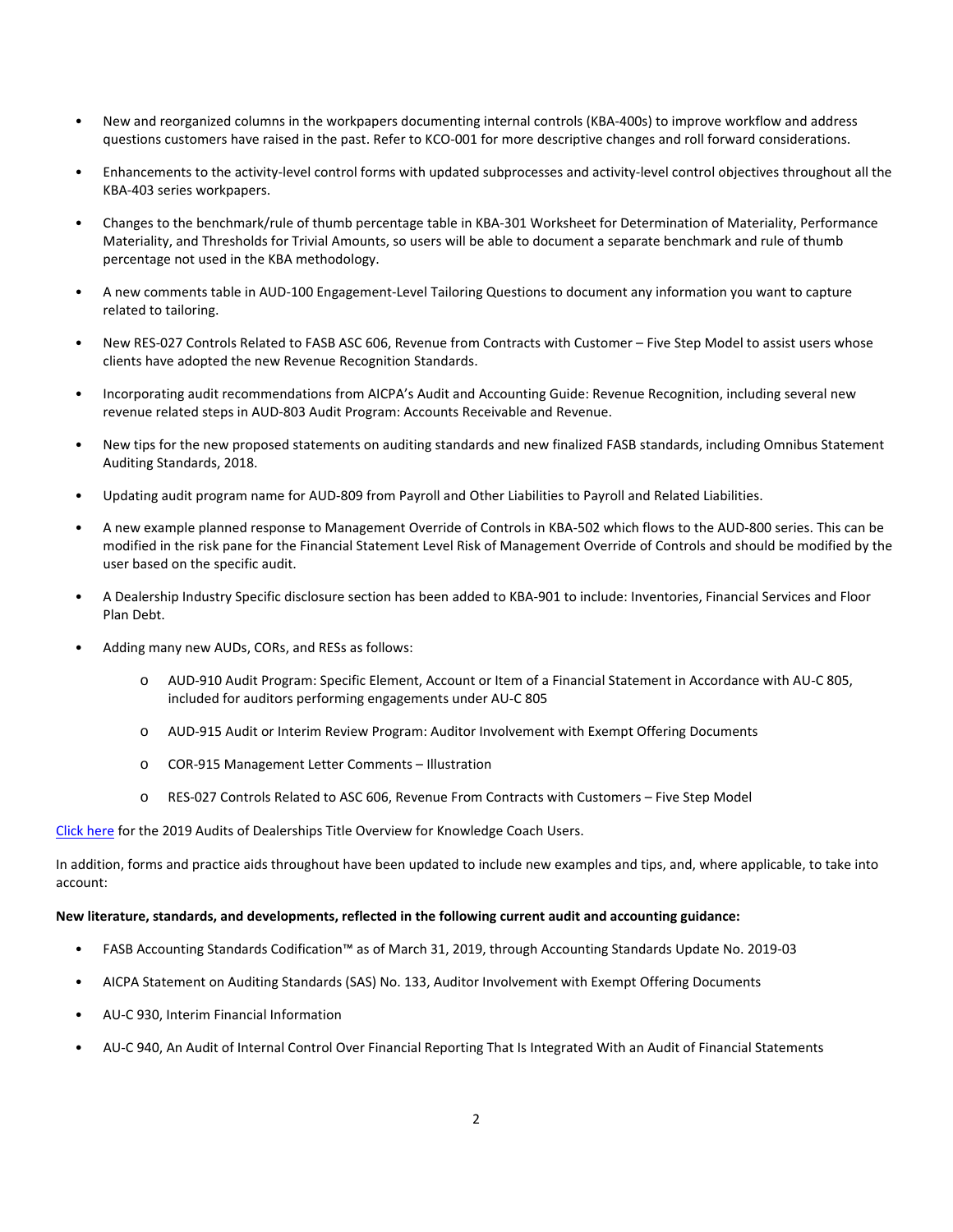- New and reorganized columns in the workpapers documenting internal controls (KBA-400s) to improve workflow and address questions customers have raised in the past. Refer to KCO-001 for more descriptive changes and roll forward considerations.
- Enhancements to the activity-level control forms with updated subprocesses and activity-level control objectives throughout all the KBA-403 series workpapers.
- Changes to the benchmark/rule of thumb percentage table in KBA-301 Worksheet for Determination of Materiality, Performance Materiality, and Thresholds for Trivial Amounts, so users will be able to document a separate benchmark and rule of thumb percentage not used in the KBA methodology.
- A new comments table in AUD-100 Engagement-Level Tailoring Questions to document any information you want to capture related to tailoring.
- New RES-027 Controls Related to FASB ASC 606, Revenue from Contracts with Customer – Five Step Model to assist users whose clients have adopted the new Revenue Recognition Standards.
- Incorporating audit recommendations from AICPA's Audit and Accounting Guide: Revenue Recognition, including several new revenue related steps in AUD-803 Audit Program: Accounts Receivable and Revenue.
- New tips for the new proposed statements on auditing standards and new finalized FASB standards, including Omnibus Statement Auditing Standards, 2018.
- Updating audit program name for AUD-809 from Payroll and Other Liabilities to Payroll and Related Liabilities.
- A new example planned response to Management Override of Controls in KBA-502 which flows to the AUD-800 series. This can be modified in the risk pane for the Financial Statement Level Risk of Management Override of Controls and should be modified by the user based on the specific audit.
- A Dealership Industry Specific disclosure section has been added to KBA-901 to include: Inventories, Financial Services and Floor Plan Debt.
- Adding many new AUDs, CORs, and RESs as follows:
  - AUD-910 Audit Program: Specific Element, Account or Item of a Financial Statement in Accordance with AU-C 805, included for auditors performing engagements under AU-C 805
  - AUD-915 Audit or Interim Review Program: Auditor Involvement with Exempt Offering Documents
  - COR-915 Management Letter Comments – Illustration
  - RES-027 Controls Related to ASC 606, Revenue From Contracts with Customers – Five Step Model

Click here for the 2019 Audits of Dealerships Title Overview for Knowledge Coach Users.

In addition, forms and practice aids throughout have been updated to include new examples and tips, and, where applicable, to take into account:

**New literature, standards, and developments, reflected in the following current audit and accounting guidance:**

- FASB Accounting Standards Codification™ as of March 31, 2019, through Accounting Standards Update No. 2019-03
- AICPA Statement on Auditing Standards (SAS) No. 133, Auditor Involvement with Exempt Offering Documents
- AU-C 930, Interim Financial Information
- AU-C 940, An Audit of Internal Control Over Financial Reporting That Is Integrated With an Audit of Financial Statements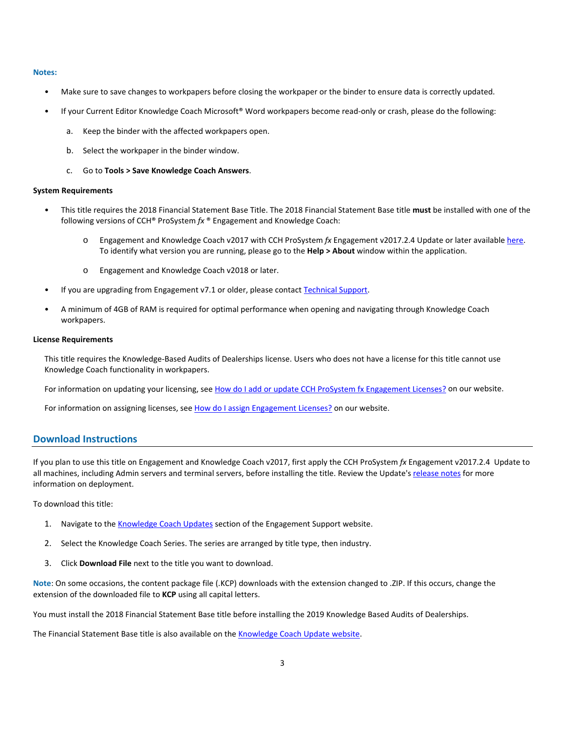**Notes:**

- Make sure to save changes to workpapers before closing the workpaper or the binder to ensure data is correctly updated.
- If your Current Editor Knowledge Coach Microsoft® Word workpapers become read-only or crash, please do the following:
    a. Keep the binder with the affected workpapers open.
    b. Select the workpaper in the binder window.
    c. Go to **Tools > Save Knowledge Coach Answers**.

**System Requirements**

- This title requires the 2018 Financial Statement Base Title. The 2018 Financial Statement Base title **must** be installed with one of the following versions of CCH® ProSystem *fx* ® Engagement and Knowledge Coach:
    - Engagement and Knowledge Coach v2017 with CCH ProSystem *fx* Engagement v2017.2.4 Update or later available here. To identify what version you are running, please go to the **Help > About** window within the application.
    - Engagement and Knowledge Coach v2018 or later.
- If you are upgrading from Engagement v7.1 or older, please contact Technical Support.
- A minimum of 4GB of RAM is required for optimal performance when opening and navigating through Knowledge Coach workpapers.

**License Requirements**

This title requires the Knowledge-Based Audits of Dealerships license. Users who does not have a license for this title cannot use Knowledge Coach functionality in workpapers.

For information on updating your licensing, see How do I add or update CCH ProSystem fx Engagement Licenses? on our website.

For information on assigning licenses, see How do I assign Engagement Licenses? on our website.

## Download Instructions

If you plan to use this title on Engagement and Knowledge Coach v2017, first apply the CCH ProSystem *fx* Engagement v2017.2.4 Update to all machines, including Admin servers and terminal servers, before installing the title. Review the Update's release notes for more information on deployment.

To download this title:

1. Navigate to the Knowledge Coach Updates section of the Engagement Support website.
2. Select the Knowledge Coach Series. The series are arranged by title type, then industry.
3. Click **Download File** next to the title you want to download.

**Note**: On some occasions, the content package file (.KCP) downloads with the extension changed to .ZIP. If this occurs, change the extension of the downloaded file to **KCP** using all capital letters.

You must install the 2018 Financial Statement Base title before installing the 2019 Knowledge Based Audits of Dealerships.

The Financial Statement Base title is also available on the Knowledge Coach Update website.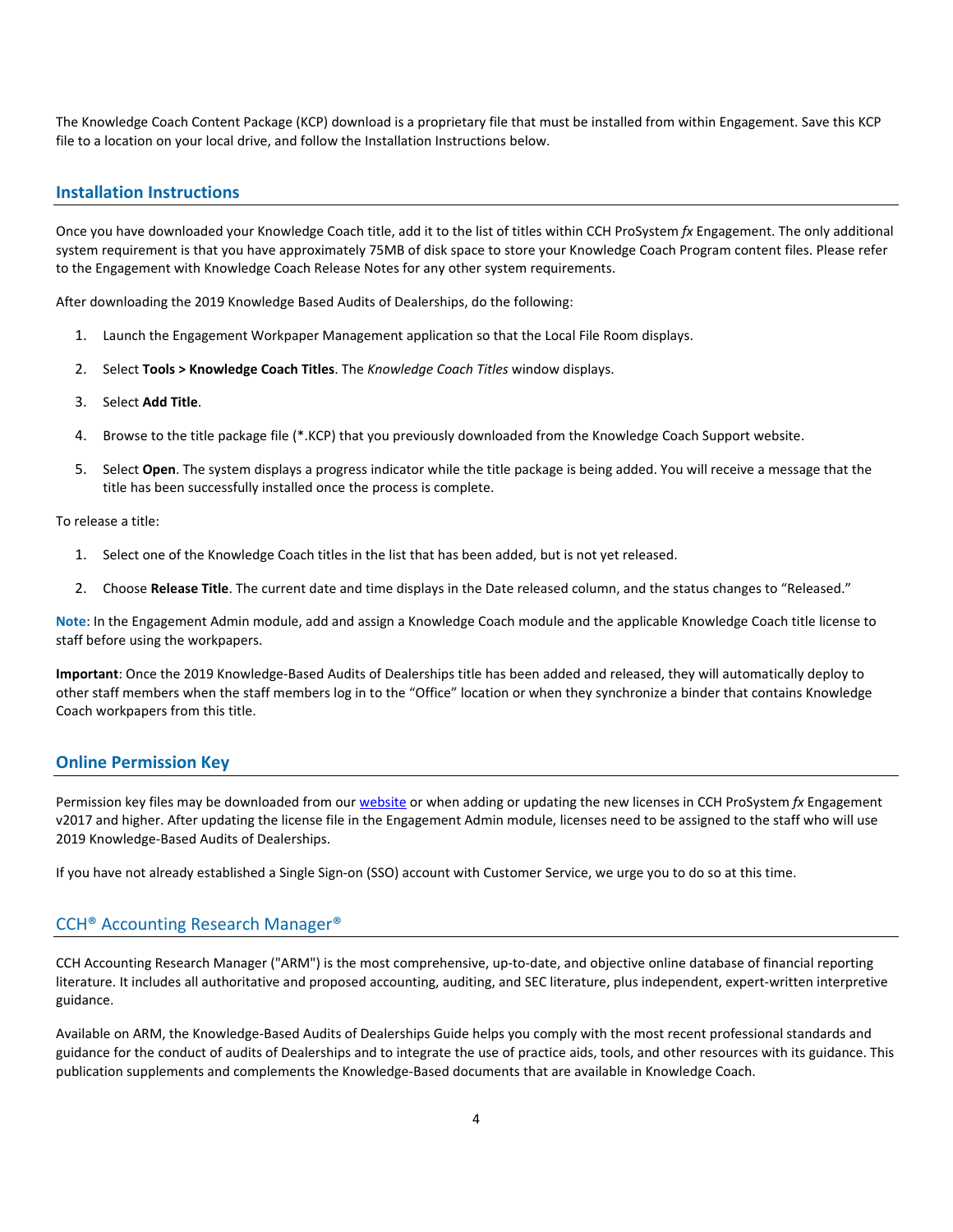The Knowledge Coach Content Package (KCP) download is a proprietary file that must be installed from within Engagement. Save this KCP file to a location on your local drive, and follow the Installation Instructions below.

## Installation Instructions

Once you have downloaded your Knowledge Coach title, add it to the list of titles within CCH ProSystem *fx* Engagement. The only additional system requirement is that you have approximately 75MB of disk space to store your Knowledge Coach Program content files. Please refer to the Engagement with Knowledge Coach Release Notes for any other system requirements.

After downloading the 2019 Knowledge Based Audits of Dealerships, do the following:

1. Launch the Engagement Workpaper Management application so that the Local File Room displays.
2. Select **Tools > Knowledge Coach Titles**. The *Knowledge Coach Titles* window displays.
3. Select **Add Title**.
4. Browse to the title package file (*.KCP) that you previously downloaded from the Knowledge Coach Support website.
5. Select **Open**. The system displays a progress indicator while the title package is being added. You will receive a message that the title has been successfully installed once the process is complete.

To release a title:

1. Select one of the Knowledge Coach titles in the list that has been added, but is not yet released.
2. Choose **Release Title**. The current date and time displays in the Date released column, and the status changes to "Released."

**Note**: In the Engagement Admin module, add and assign a Knowledge Coach module and the applicable Knowledge Coach title license to staff before using the workpapers.

**Important**: Once the 2019 Knowledge-Based Audits of Dealerships title has been added and released, they will automatically deploy to other staff members when the staff members log in to the "Office" location or when they synchronize a binder that contains Knowledge Coach workpapers from this title.

## Online Permission Key

Permission key files may be downloaded from our website or when adding or updating the new licenses in CCH ProSystem *fx* Engagement v2017 and higher. After updating the license file in the Engagement Admin module, licenses need to be assigned to the staff who will use 2019 Knowledge-Based Audits of Dealerships.

If you have not already established a Single Sign-on (SSO) account with Customer Service, we urge you to do so at this time.

## CCH® Accounting Research Manager®

CCH Accounting Research Manager ("ARM") is the most comprehensive, up-to-date, and objective online database of financial reporting literature. It includes all authoritative and proposed accounting, auditing, and SEC literature, plus independent, expert-written interpretive guidance.

Available on ARM, the Knowledge-Based Audits of Dealerships Guide helps you comply with the most recent professional standards and guidance for the conduct of audits of Dealerships and to integrate the use of practice aids, tools, and other resources with its guidance. This publication supplements and complements the Knowledge-Based documents that are available in Knowledge Coach.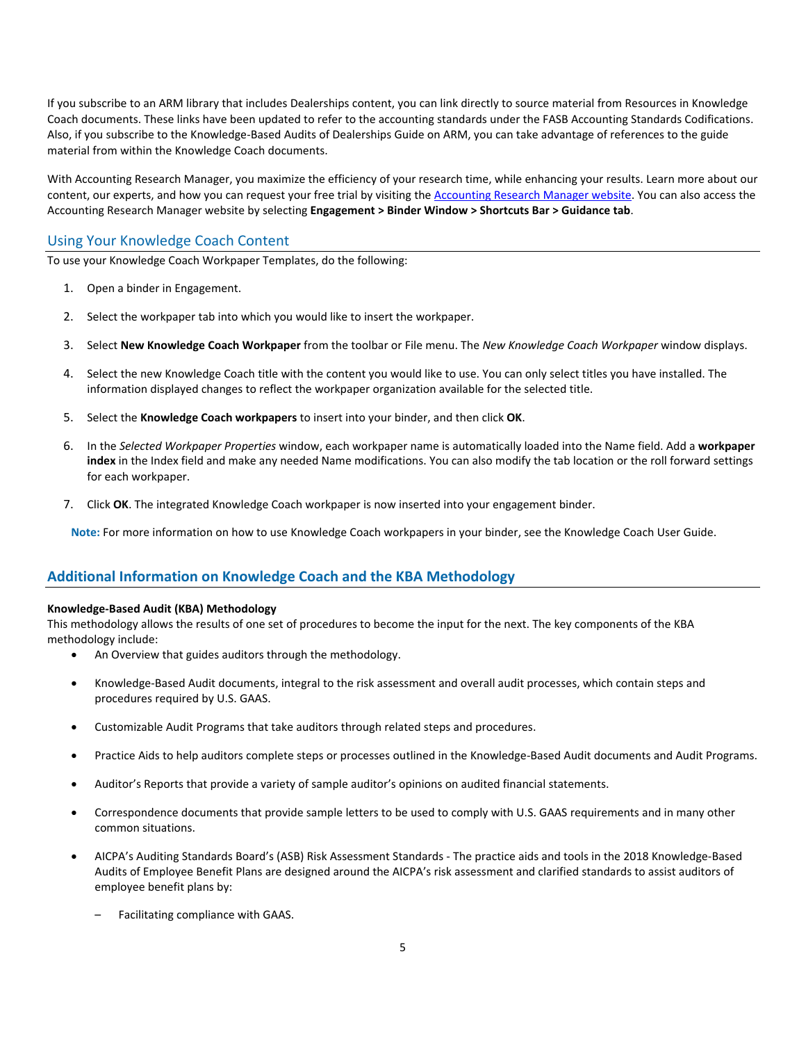If you subscribe to an ARM library that includes Dealerships content, you can link directly to source material from Resources in Knowledge Coach documents. These links have been updated to refer to the accounting standards under the FASB Accounting Standards Codifications. Also, if you subscribe to the Knowledge-Based Audits of Dealerships Guide on ARM, you can take advantage of references to the guide material from within the Knowledge Coach documents.

With Accounting Research Manager, you maximize the efficiency of your research time, while enhancing your results. Learn more about our content, our experts, and how you can request your free trial by visiting the Accounting Research Manager website. You can also access the Accounting Research Manager website by selecting **Engagement > Binder Window > Shortcuts Bar > Guidance tab**.

## Using Your Knowledge Coach Content

To use your Knowledge Coach Workpaper Templates, do the following:

1. Open a binder in Engagement.
2. Select the workpaper tab into which you would like to insert the workpaper.
3. Select **New Knowledge Coach Workpaper** from the toolbar or File menu. The *New Knowledge Coach Workpaper* window displays.
4. Select the new Knowledge Coach title with the content you would like to use. You can only select titles you have installed. The information displayed changes to reflect the workpaper organization available for the selected title.
5. Select the **Knowledge Coach workpapers** to insert into your binder, and then click **OK**.
6. In the *Selected Workpaper Properties* window, each workpaper name is automatically loaded into the Name field. Add a **workpaper index** in the Index field and make any needed Name modifications. You can also modify the tab location or the roll forward settings for each workpaper.
7. Click **OK**. The integrated Knowledge Coach workpaper is now inserted into your engagement binder.

**Note:** For more information on how to use Knowledge Coach workpapers in your binder, see the Knowledge Coach User Guide.

## Additional Information on Knowledge Coach and the KBA Methodology

**Knowledge-Based Audit (KBA) Methodology**
This methodology allows the results of one set of procedures to become the input for the next. The key components of the KBA methodology include:

- An Overview that guides auditors through the methodology.
- Knowledge-Based Audit documents, integral to the risk assessment and overall audit processes, which contain steps and procedures required by U.S. GAAS.
- Customizable Audit Programs that take auditors through related steps and procedures.
- Practice Aids to help auditors complete steps or processes outlined in the Knowledge-Based Audit documents and Audit Programs.
- Auditor's Reports that provide a variety of sample auditor's opinions on audited financial statements.
- Correspondence documents that provide sample letters to be used to comply with U.S. GAAS requirements and in many other common situations.
- AICPA's Auditing Standards Board's (ASB) Risk Assessment Standards - The practice aids and tools in the 2018 Knowledge-Based Audits of Employee Benefit Plans are designed around the AICPA's risk assessment and clarified standards to assist auditors of employee benefit plans by:
  - Facilitating compliance with GAAS.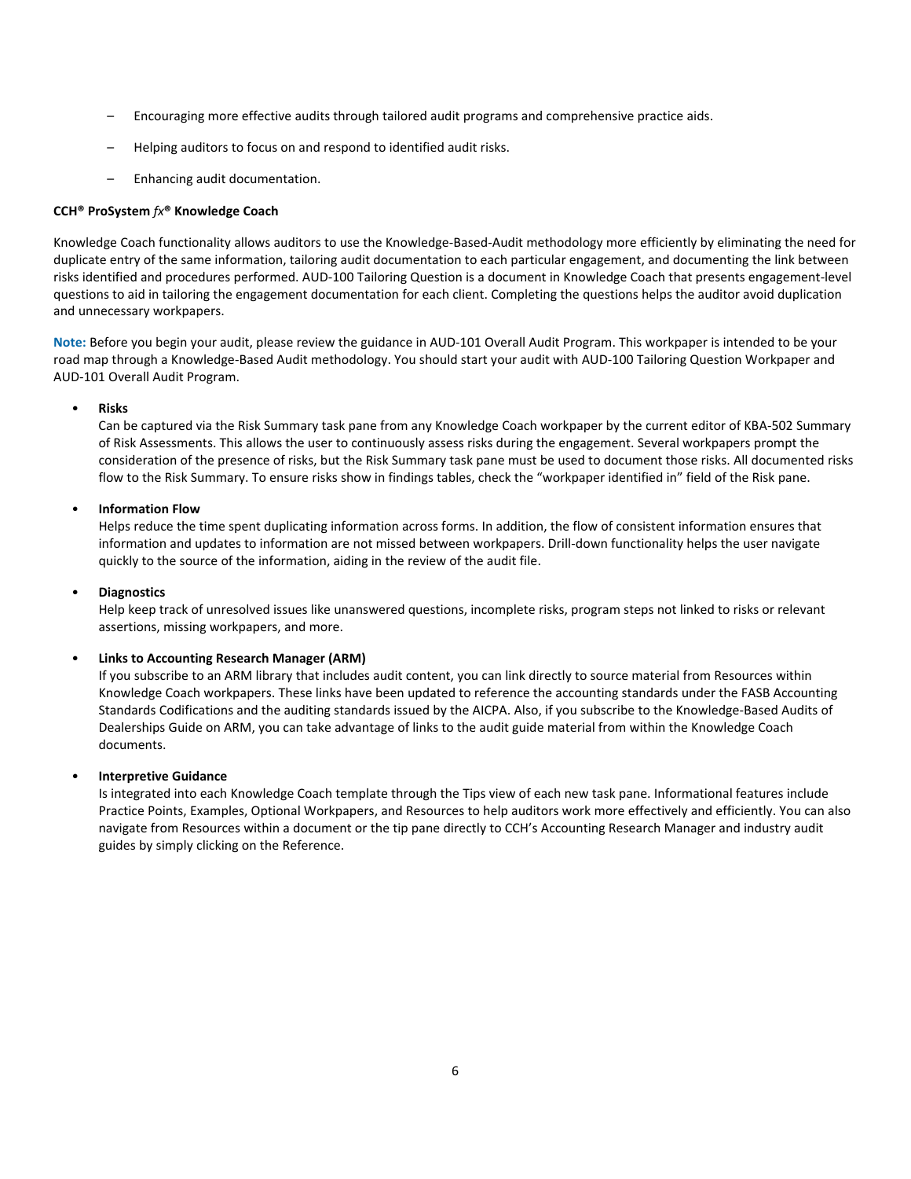– Encouraging more effective audits through tailored audit programs and comprehensive practice aids.

– Helping auditors to focus on and respond to identified audit risks.

– Enhancing audit documentation.

**CCH® ProSystem *fx*® Knowledge Coach**

Knowledge Coach functionality allows auditors to use the Knowledge-Based-Audit methodology more efficiently by eliminating the need for duplicate entry of the same information, tailoring audit documentation to each particular engagement, and documenting the link between risks identified and procedures performed. AUD-100 Tailoring Question is a document in Knowledge Coach that presents engagement-level questions to aid in tailoring the engagement documentation for each client. Completing the questions helps the auditor avoid duplication and unnecessary workpapers.

**Note:** Before you begin your audit, please review the guidance in AUD-101 Overall Audit Program. This workpaper is intended to be your road map through a Knowledge-Based Audit methodology. You should start your audit with AUD-100 Tailoring Question Workpaper and AUD-101 Overall Audit Program.

- **Risks**
  Can be captured via the Risk Summary task pane from any Knowledge Coach workpaper by the current editor of KBA-502 Summary of Risk Assessments. This allows the user to continuously assess risks during the engagement. Several workpapers prompt the consideration of the presence of risks, but the Risk Summary task pane must be used to document those risks. All documented risks flow to the Risk Summary. To ensure risks show in findings tables, check the "workpaper identified in" field of the Risk pane.

- **Information Flow**
  Helps reduce the time spent duplicating information across forms. In addition, the flow of consistent information ensures that information and updates to information are not missed between workpapers. Drill-down functionality helps the user navigate quickly to the source of the information, aiding in the review of the audit file.

- **Diagnostics**
  Help keep track of unresolved issues like unanswered questions, incomplete risks, program steps not linked to risks or relevant assertions, missing workpapers, and more.

- **Links to Accounting Research Manager (ARM)**
  If you subscribe to an ARM library that includes audit content, you can link directly to source material from Resources within Knowledge Coach workpapers. These links have been updated to reference the accounting standards under the FASB Accounting Standards Codifications and the auditing standards issued by the AICPA. Also, if you subscribe to the Knowledge-Based Audits of Dealerships Guide on ARM, you can take advantage of links to the audit guide material from within the Knowledge Coach documents.

- **Interpretive Guidance**
  Is integrated into each Knowledge Coach template through the Tips view of each new task pane. Informational features include Practice Points, Examples, Optional Workpapers, and Resources to help auditors work more effectively and efficiently. You can also navigate from Resources within a document or the tip pane directly to CCH's Accounting Research Manager and industry audit guides by simply clicking on the Reference.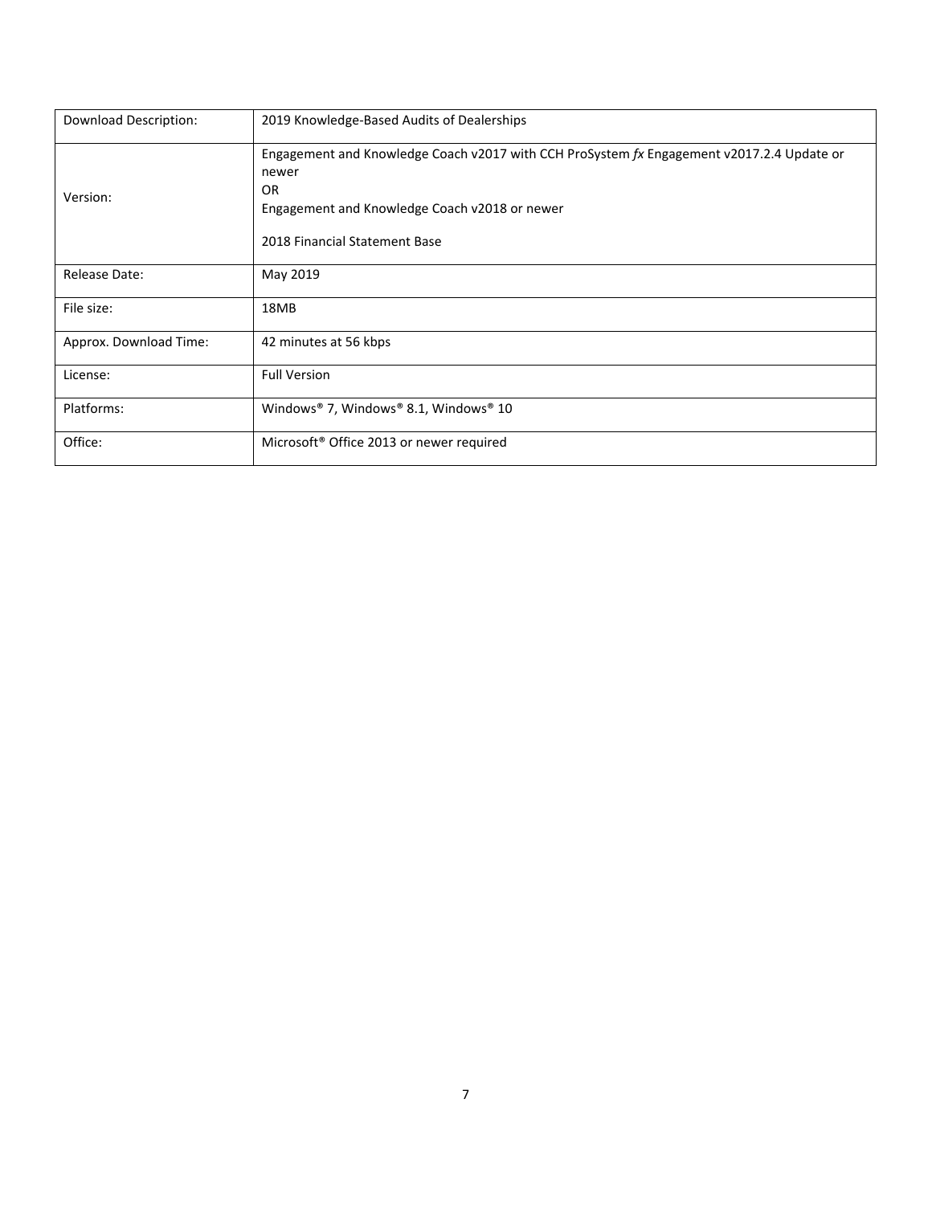| | |
|---|---|
| Download Description: | 2019 Knowledge-Based Audits of Dealerships |
| Version: | Engagement and Knowledge Coach v2017 with CCH ProSystem *fx* Engagement v2017.2.4 Update or newer<br>OR<br>Engagement and Knowledge Coach v2018 or newer<br><br>2018 Financial Statement Base |
| Release Date: | May 2019 |
| File size: | 18MB |
| Approx. Download Time: | 42 minutes at 56 kbps |
| License: | Full Version |
| Platforms: | Windows® 7, Windows® 8.1, Windows® 10 |
| Office: | Microsoft® Office 2013 or newer required |